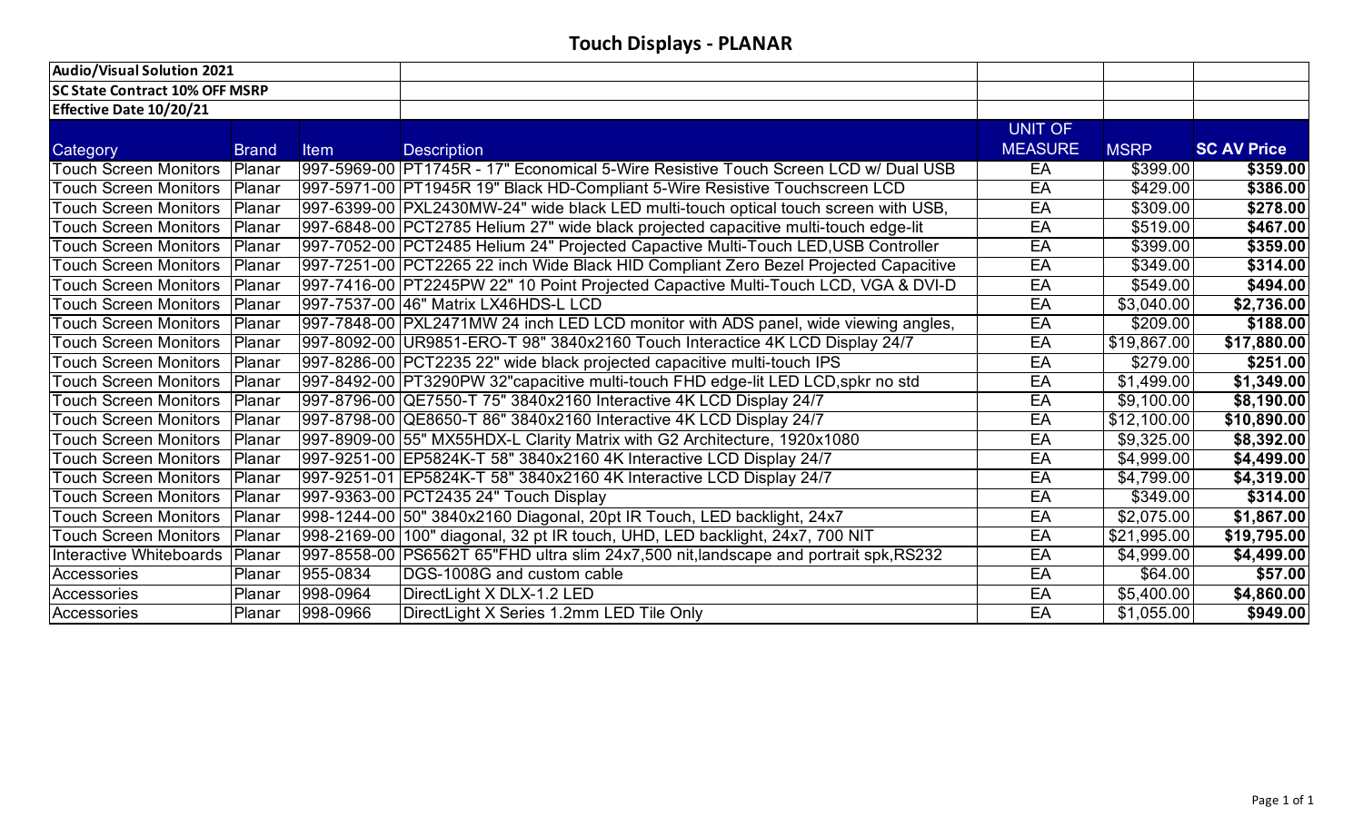# Touch Displays - PLANAR

| Audio/Visual Solution 2021 | | | | | | |
|---|---|---|---|---|---|---|
| **SC State Contract 10% OFF MSRP** | | | | | | |
| **Effective Date 10/20/21** | | | | | | |
| Category | Brand | Item | Description | UNIT OF MEASURE | MSRP | SC AV Price |
| Touch Screen Monitors | Planar | 997-5969-00 | PT1745R - 17" Economical 5-Wire Resistive Touch Screen LCD w/ Dual USB | EA | $399.00 | **$359.00** |
| Touch Screen Monitors | Planar | 997-5971-00 | PT1945R 19" Black HD-Compliant 5-Wire Resistive Touchscreen LCD | EA | $429.00 | **$386.00** |
| Touch Screen Monitors | Planar | 997-6399-00 | PXL2430MW-24" wide black LED multi-touch optical touch screen with USB, | EA | $309.00 | **$278.00** |
| Touch Screen Monitors | Planar | 997-6848-00 | PCT2785 Helium 27" wide black projected capacitive multi-touch edge-lit | EA | $519.00 | **$467.00** |
| Touch Screen Monitors | Planar | 997-7052-00 | PCT2485 Helium 24" Projected Capactive Multi-Touch LED,USB Controller | EA | $399.00 | **$359.00** |
| Touch Screen Monitors | Planar | 997-7251-00 | PCT2265 22 inch Wide Black HID Compliant Zero Bezel Projected Capacitive | EA | $349.00 | **$314.00** |
| Touch Screen Monitors | Planar | 997-7416-00 | PT2245PW 22" 10 Point Projected Capactive Multi-Touch LCD, VGA & DVI-D | EA | $549.00 | **$494.00** |
| Touch Screen Monitors | Planar | 997-7537-00 | 46" Matrix LX46HDS-L LCD | EA | $3,040.00 | **$2,736.00** |
| Touch Screen Monitors | Planar | 997-7848-00 | PXL2471MW 24 inch LED LCD monitor with ADS panel, wide viewing angles, | EA | $209.00 | **$188.00** |
| Touch Screen Monitors | Planar | 997-8092-00 | UR9851-ERO-T 98" 3840x2160 Touch Interactice 4K LCD Display 24/7 | EA | $19,867.00 | **$17,880.00** |
| Touch Screen Monitors | Planar | 997-8286-00 | PCT2235 22" wide black projected capacitive multi-touch IPS | EA | $279.00 | **$251.00** |
| Touch Screen Monitors | Planar | 997-8492-00 | PT3290PW 32"capacitive multi-touch FHD edge-lit LED LCD,spkr no std | EA | $1,499.00 | **$1,349.00** |
| Touch Screen Monitors | Planar | 997-8796-00 | QE7550-T 75" 3840x2160 Interactive 4K LCD Display 24/7 | EA | $9,100.00 | **$8,190.00** |
| Touch Screen Monitors | Planar | 997-8798-00 | QE8650-T 86" 3840x2160 Interactive 4K LCD Display 24/7 | EA | $12,100.00 | **$10,890.00** |
| Touch Screen Monitors | Planar | 997-8909-00 | 55" MX55HDX-L Clarity Matrix with G2 Architecture, 1920x1080 | EA | $9,325.00 | **$8,392.00** |
| Touch Screen Monitors | Planar | 997-9251-00 | EP5824K-T 58" 3840x2160 4K Interactive LCD Display 24/7 | EA | $4,999.00 | **$4,499.00** |
| Touch Screen Monitors | Planar | 997-9251-01 | EP5824K-T 58" 3840x2160 4K Interactive LCD Display 24/7 | EA | $4,799.00 | **$4,319.00** |
| Touch Screen Monitors | Planar | 997-9363-00 | PCT2435 24" Touch Display | EA | $349.00 | **$314.00** |
| Touch Screen Monitors | Planar | 998-1244-00 | 50" 3840x2160 Diagonal, 20pt IR Touch, LED backlight, 24x7 | EA | $2,075.00 | **$1,867.00** |
| Touch Screen Monitors | Planar | 998-2169-00 | 100" diagonal, 32 pt IR touch, UHD, LED backlight, 24x7, 700 NIT | EA | $21,995.00 | **$19,795.00** |
| Interactive Whiteboards | Planar | 997-8558-00 | PS6562T 65"FHD ultra slim 24x7,500 nit,landscape and portrait spk,RS232 | EA | $4,999.00 | **$4,499.00** |
| Accessories | Planar | 955-0834 | DGS-1008G and custom cable | EA | $64.00 | **$57.00** |
| Accessories | Planar | 998-0964 | DirectLight X DLX-1.2 LED | EA | $5,400.00 | **$4,860.00** |
| Accessories | Planar | 998-0966 | DirectLight X Series 1.2mm LED Tile Only | EA | $1,055.00 | **$949.00** |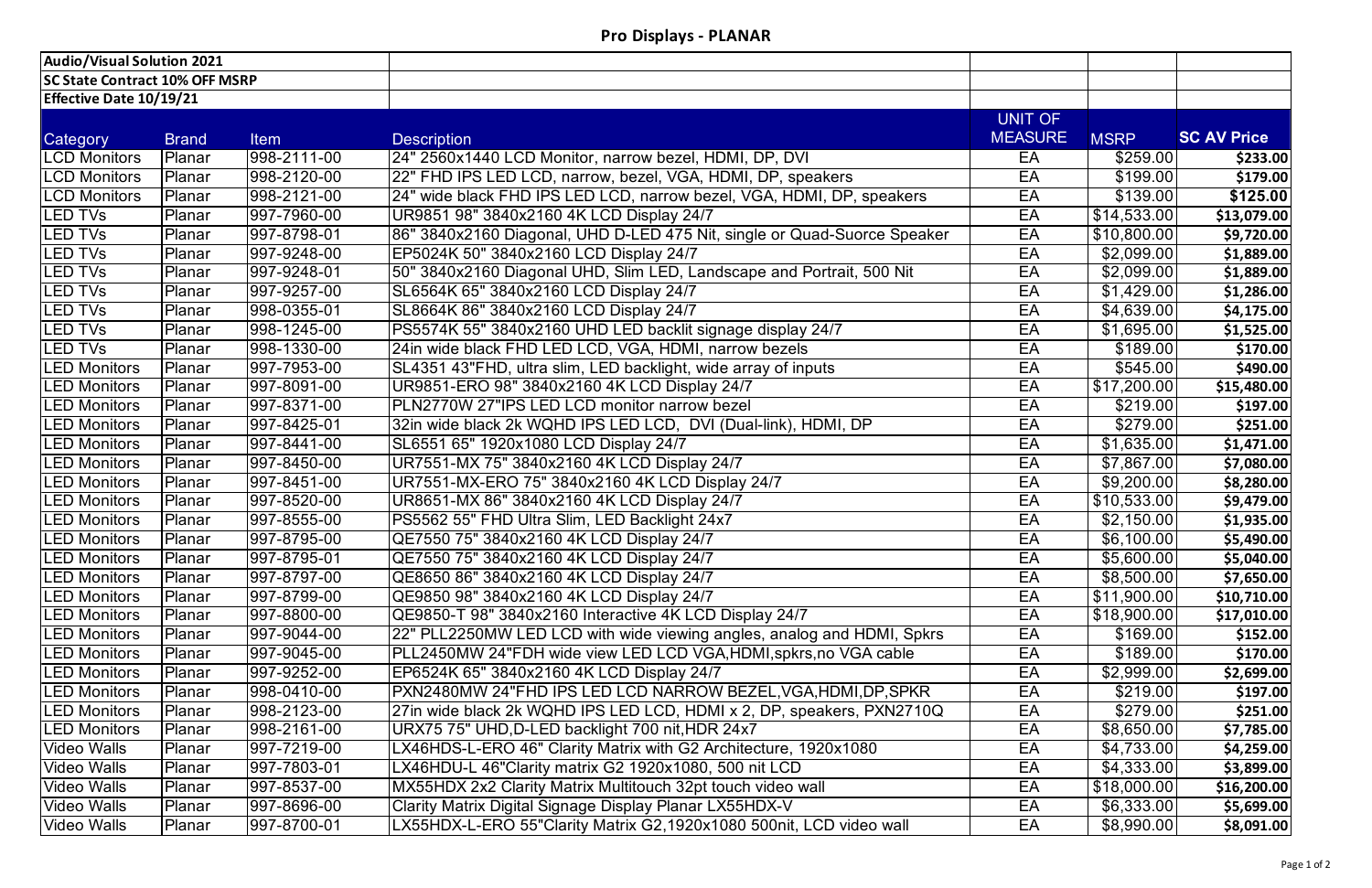## Pro Displays - PLANAR

| Audio/Visual Solution 2021 | | | | | | |
|---|---|---|---|---|---|---|
| **SC State Contract 10% OFF MSRP** | | | | | | |
| **Effective Date 10/19/21** | | | | | | |
| Category | Brand | Item | Description | UNIT OF MEASURE | MSRP | SC AV Price |
| LCD Monitors | Planar | 998-2111-00 | 24" 2560x1440 LCD Monitor, narrow bezel, HDMI, DP, DVI | EA | $259.00 | $233.00 |
| LCD Monitors | Planar | 998-2120-00 | 22" FHD IPS LED LCD, narrow, bezel, VGA, HDMI, DP, speakers | EA | $199.00 | $179.00 |
| LCD Monitors | Planar | 998-2121-00 | 24" wide black FHD IPS LED LCD, narrow bezel, VGA, HDMI, DP, speakers | EA | $139.00 | $125.00 |
| LED TVs | Planar | 997-7960-00 | UR9851 98" 3840x2160 4K LCD Display 24/7 | EA | $14,533.00 | $13,079.00 |
| LED TVs | Planar | 997-8798-01 | 86" 3840x2160 Diagonal, UHD D-LED 475 Nit, single or Quad-Suorce Speaker | EA | $10,800.00 | $9,720.00 |
| LED TVs | Planar | 997-9248-00 | EP5024K 50" 3840x2160 LCD Display 24/7 | EA | $2,099.00 | $1,889.00 |
| LED TVs | Planar | 997-9248-01 | 50" 3840x2160 Diagonal UHD, Slim LED, Landscape and Portrait, 500 Nit | EA | $2,099.00 | $1,889.00 |
| LED TVs | Planar | 997-9257-00 | SL6564K 65" 3840x2160 LCD Display 24/7 | EA | $1,429.00 | $1,286.00 |
| LED TVs | Planar | 998-0355-01 | SL8664K 86" 3840x2160 LCD Display 24/7 | EA | $4,639.00 | $4,175.00 |
| LED TVs | Planar | 998-1245-00 | PS5574K 55" 3840x2160 UHD LED backlit signage display 24/7 | EA | $1,695.00 | $1,525.00 |
| LED TVs | Planar | 998-1330-00 | 24in wide black FHD LED LCD, VGA, HDMI, narrow bezels | EA | $189.00 | $170.00 |
| LED Monitors | Planar | 997-7953-00 | SL4351 43"FHD, ultra slim, LED backlight, wide array of inputs | EA | $545.00 | $490.00 |
| LED Monitors | Planar | 997-8091-00 | UR9851-ERO 98" 3840x2160 4K LCD Display 24/7 | EA | $17,200.00 | $15,480.00 |
| LED Monitors | Planar | 997-8371-00 | PLN2770W 27"IPS LED LCD monitor narrow bezel | EA | $219.00 | $197.00 |
| LED Monitors | Planar | 997-8425-01 | 32in wide black 2k WQHD IPS LED LCD, DVI (Dual-link), HDMI, DP | EA | $279.00 | $251.00 |
| LED Monitors | Planar | 997-8441-00 | SL6551 65" 1920x1080 LCD Display 24/7 | EA | $1,635.00 | $1,471.00 |
| LED Monitors | Planar | 997-8450-00 | UR7551-MX 75" 3840x2160 4K LCD Display 24/7 | EA | $7,867.00 | $7,080.00 |
| LED Monitors | Planar | 997-8451-00 | UR7551-MX-ERO 75" 3840x2160 4K LCD Display 24/7 | EA | $9,200.00 | $8,280.00 |
| LED Monitors | Planar | 997-8520-00 | UR8651-MX 86" 3840x2160 4K LCD Display 24/7 | EA | $10,533.00 | $9,479.00 |
| LED Monitors | Planar | 997-8555-00 | PS5562 55" FHD Ultra Slim, LED Backlight 24x7 | EA | $2,150.00 | $1,935.00 |
| LED Monitors | Planar | 997-8795-00 | QE7550 75" 3840x2160 4K LCD Display 24/7 | EA | $6,100.00 | $5,490.00 |
| LED Monitors | Planar | 997-8795-01 | QE7550 75" 3840x2160 4K LCD Display 24/7 | EA | $5,600.00 | $5,040.00 |
| LED Monitors | Planar | 997-8797-00 | QE8650 86" 3840x2160 4K LCD Display 24/7 | EA | $8,500.00 | $7,650.00 |
| LED Monitors | Planar | 997-8799-00 | QE9850 98" 3840x2160 4K LCD Display 24/7 | EA | $11,900.00 | $10,710.00 |
| LED Monitors | Planar | 997-8800-00 | QE9850-T 98" 3840x2160 Interactive 4K LCD Display 24/7 | EA | $18,900.00 | $17,010.00 |
| LED Monitors | Planar | 997-9044-00 | 22" PLL2250MW LED LCD with wide viewing angles, analog and HDMI, Spkrs | EA | $169.00 | $152.00 |
| LED Monitors | Planar | 997-9045-00 | PLL2450MW 24"FDH wide view LED LCD VGA,HDMI,spkrs,no VGA cable | EA | $189.00 | $170.00 |
| LED Monitors | Planar | 997-9252-00 | EP6524K 65" 3840x2160 4K LCD Display 24/7 | EA | $2,999.00 | $2,699.00 |
| LED Monitors | Planar | 998-0410-00 | PXN2480MW 24"FHD IPS LED LCD NARROW BEZEL,VGA,HDMI,DP,SPKR | EA | $219.00 | $197.00 |
| LED Monitors | Planar | 998-2123-00 | 27in wide black 2k WQHD IPS LED LCD, HDMI x 2, DP, speakers, PXN2710Q | EA | $279.00 | $251.00 |
| LED Monitors | Planar | 998-2161-00 | URX75 75" UHD,D-LED backlight 700 nit,HDR 24x7 | EA | $8,650.00 | $7,785.00 |
| Video Walls | Planar | 997-7219-00 | LX46HDS-L-ERO 46" Clarity Matrix with G2 Architecture, 1920x1080 | EA | $4,733.00 | $4,259.00 |
| Video Walls | Planar | 997-7803-01 | LX46HDU-L 46"Clarity matrix G2 1920x1080, 500 nit LCD | EA | $4,333.00 | $3,899.00 |
| Video Walls | Planar | 997-8537-00 | MX55HDX 2x2 Clarity Matrix Multitouch 32pt touch video wall | EA | $18,000.00 | $16,200.00 |
| Video Walls | Planar | 997-8696-00 | Clarity Matrix Digital Signage Display Planar LX55HDX-V | EA | $6,333.00 | $5,699.00 |
| Video Walls | Planar | 997-8700-01 | LX55HDX-L-ERO 55"Clarity Matrix G2,1920x1080 500nit, LCD video wall | EA | $8,990.00 | $8,091.00 |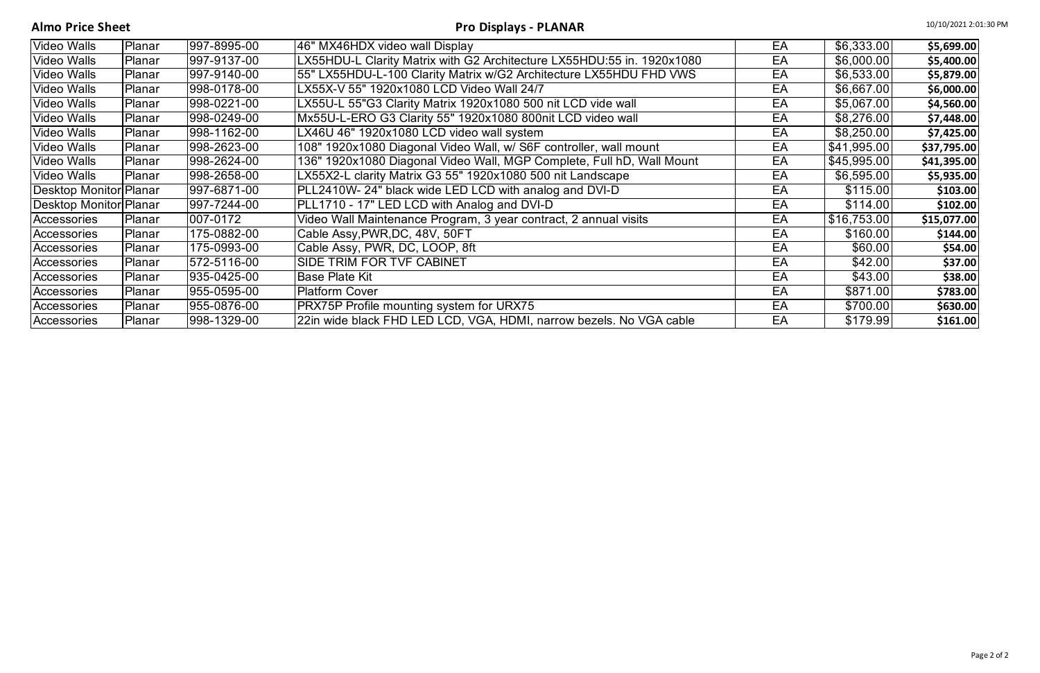| | | | | | | |
|---|---|---|---|---|---|---|
| Video Walls | Planar | 997-8995-00 | 46" MX46HDX video wall Display | EA | $6,333.00 | **$5,699.00** |
| Video Walls | Planar | 997-9137-00 | LX55HDU-L Clarity Matrix with G2 Architecture LX55HDU:55 in. 1920x1080 | EA | $6,000.00 | **$5,400.00** |
| Video Walls | Planar | 997-9140-00 | 55" LX55HDU-L-100 Clarity Matrix w/G2 Architecture LX55HDU FHD VWS | EA | $6,533.00 | **$5,879.00** |
| Video Walls | Planar | 998-0178-00 | LX55X-V 55" 1920x1080 LCD Video Wall 24/7 | EA | $6,667.00 | **$6,000.00** |
| Video Walls | Planar | 998-0221-00 | LX55U-L 55"G3 Clarity Matrix 1920x1080 500 nit LCD vide wall | EA | $5,067.00 | **$4,560.00** |
| Video Walls | Planar | 998-0249-00 | Mx55U-L-ERO G3 Clarity 55" 1920x1080 800nit LCD video wall | EA | $8,276.00 | **$7,448.00** |
| Video Walls | Planar | 998-1162-00 | LX46U 46" 1920x1080 LCD video wall system | EA | $8,250.00 | **$7,425.00** |
| Video Walls | Planar | 998-2623-00 | 108" 1920x1080 Diagonal Video Wall, w/ S6F controller, wall mount | EA | $41,995.00 | **$37,795.00** |
| Video Walls | Planar | 998-2624-00 | 136" 1920x1080 Diagonal Video Wall, MGP Complete, Full hD, Wall Mount | EA | $45,995.00 | **$41,395.00** |
| Video Walls | Planar | 998-2658-00 | LX55X2-L clarity Matrix G3 55" 1920x1080 500 nit Landscape | EA | $6,595.00 | **$5,935.00** |
| Desktop Monitor | Planar | 997-6871-00 | PLL2410W- 24" black wide LED LCD with analog and DVI-D | EA | $115.00 | **$103.00** |
| Desktop Monitor | Planar | 997-7244-00 | PLL1710 - 17" LED LCD with Analog and DVI-D | EA | $114.00 | **$102.00** |
| Accessories | Planar | 007-0172 | Video Wall Maintenance Program, 3 year contract, 2 annual visits | EA | $16,753.00 | **$15,077.00** |
| Accessories | Planar | 175-0882-00 | Cable Assy,PWR,DC, 48V, 50FT | EA | $160.00 | **$144.00** |
| Accessories | Planar | 175-0993-00 | Cable Assy, PWR, DC, LOOP, 8ft | EA | $60.00 | **$54.00** |
| Accessories | Planar | 572-5116-00 | SIDE TRIM FOR TVF CABINET | EA | $42.00 | **$37.00** |
| Accessories | Planar | 935-0425-00 | Base Plate Kit | EA | $43.00 | **$38.00** |
| Accessories | Planar | 955-0595-00 | Platform Cover | EA | $871.00 | **$783.00** |
| Accessories | Planar | 955-0876-00 | PRX75P Profile mounting system for URX75 | EA | $700.00 | **$630.00** |
| Accessories | Planar | 998-1329-00 | 22in wide black FHD LED LCD, VGA, HDMI, narrow bezels. No VGA cable | EA | $179.99 | **$161.00** |